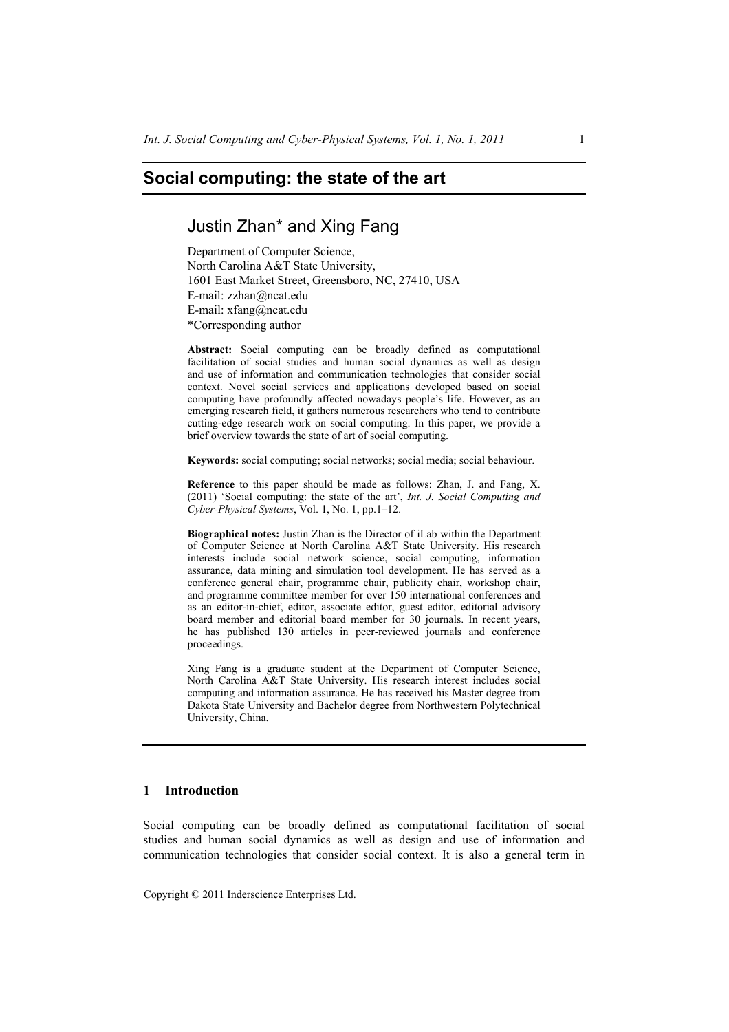# Social computing: the state of the art

## Justin Zhan* and Xing Fang

Department of Computer Science,
North Carolina A&T State University,
1601 East Market Street, Greensboro, NC, 27410, USA
E-mail: zzhan@ncat.edu
E-mail: xfang@ncat.edu
*Corresponding author

**Abstract:** Social computing can be broadly defined as computational facilitation of social studies and human social dynamics as well as design and use of information and communication technologies that consider social context. Novel social services and applications developed based on social computing have profoundly affected nowadays people's life. However, as an emerging research field, it gathers numerous researchers who tend to contribute cutting-edge research work on social computing. In this paper, we provide a brief overview towards the state of art of social computing.

**Keywords:** social computing; social networks; social media; social behaviour.

**Reference** to this paper should be made as follows: Zhan, J. and Fang, X. (2011) 'Social computing: the state of the art', *Int. J. Social Computing and Cyber-Physical Systems*, Vol. 1, No. 1, pp.1–12.

**Biographical notes:** Justin Zhan is the Director of iLab within the Department of Computer Science at North Carolina A&T State University. His research interests include social network science, social computing, information assurance, data mining and simulation tool development. He has served as a conference general chair, programme chair, publicity chair, workshop chair, and programme committee member for over 150 international conferences and as an editor-in-chief, editor, associate editor, guest editor, editorial advisory board member and editorial board member for 30 journals. In recent years, he has published 130 articles in peer-reviewed journals and conference proceedings.

Xing Fang is a graduate student at the Department of Computer Science, North Carolina A&T State University. His research interest includes social computing and information assurance. He has received his Master degree from Dakota State University and Bachelor degree from Northwestern Polytechnical University, China.

## 1 Introduction

Social computing can be broadly defined as computational facilitation of social studies and human social dynamics as well as design and use of information and communication technologies that consider social context. It is also a general term in

Copyright © 2011 Inderscience Enterprises Ltd.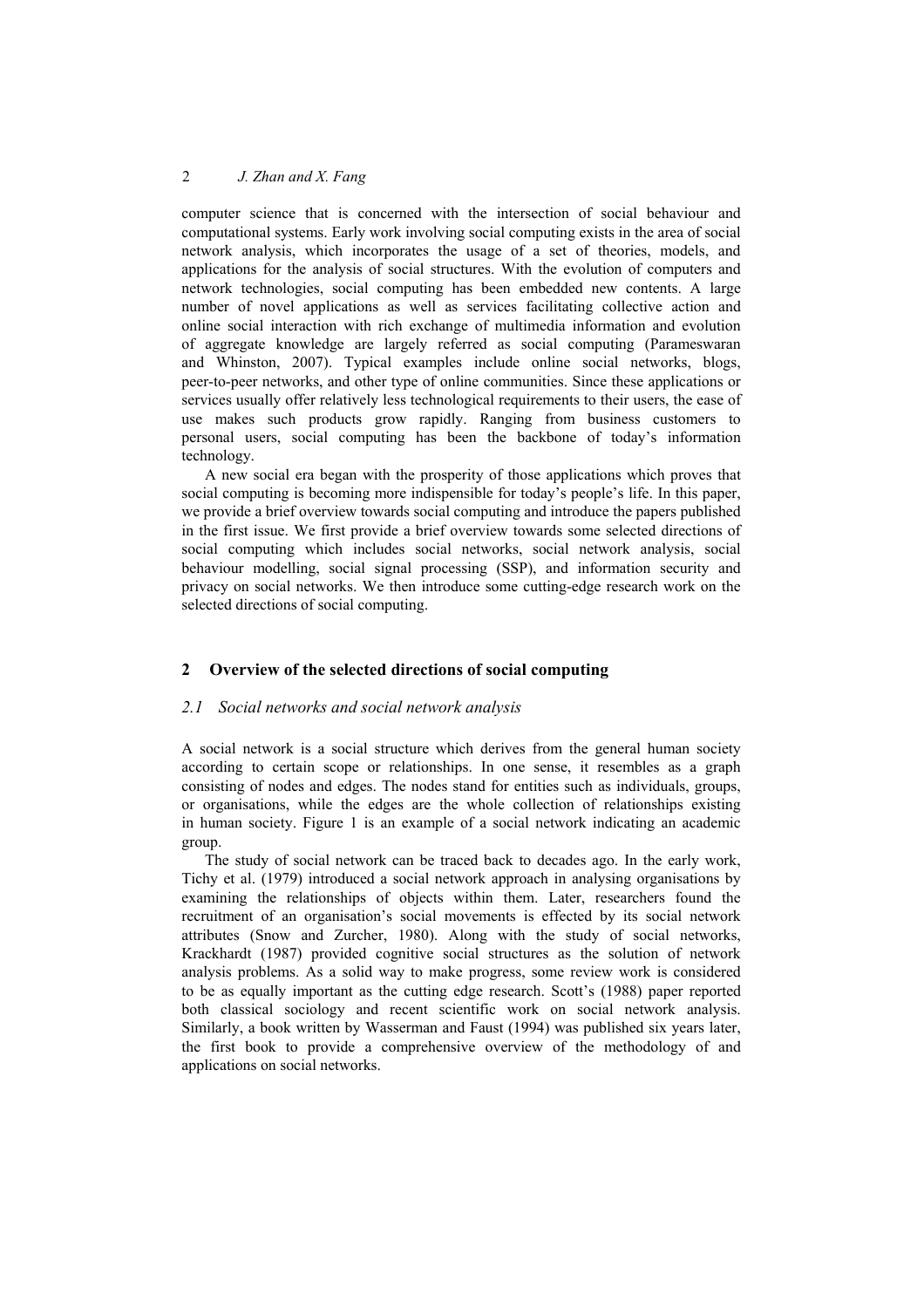computer science that is concerned with the intersection of social behaviour and computational systems. Early work involving social computing exists in the area of social network analysis, which incorporates the usage of a set of theories, models, and applications for the analysis of social structures. With the evolution of computers and network technologies, social computing has been embedded new contents. A large number of novel applications as well as services facilitating collective action and online social interaction with rich exchange of multimedia information and evolution of aggregate knowledge are largely referred as social computing (Parameswaran and Whinston, 2007). Typical examples include online social networks, blogs, peer-to-peer networks, and other type of online communities. Since these applications or services usually offer relatively less technological requirements to their users, the ease of use makes such products grow rapidly. Ranging from business customers to personal users, social computing has been the backbone of today's information technology.

A new social era began with the prosperity of those applications which proves that social computing is becoming more indispensible for today's people's life. In this paper, we provide a brief overview towards social computing and introduce the papers published in the first issue. We first provide a brief overview towards some selected directions of social computing which includes social networks, social network analysis, social behaviour modelling, social signal processing (SSP), and information security and privacy on social networks. We then introduce some cutting-edge research work on the selected directions of social computing.

## 2 Overview of the selected directions of social computing

### *2.1 Social networks and social network analysis*

A social network is a social structure which derives from the general human society according to certain scope or relationships. In one sense, it resembles as a graph consisting of nodes and edges. The nodes stand for entities such as individuals, groups, or organisations, while the edges are the whole collection of relationships existing in human society. Figure 1 is an example of a social network indicating an academic group.

The study of social network can be traced back to decades ago. In the early work, Tichy et al. (1979) introduced a social network approach in analysing organisations by examining the relationships of objects within them. Later, researchers found the recruitment of an organisation's social movements is effected by its social network attributes (Snow and Zurcher, 1980). Along with the study of social networks, Krackhardt (1987) provided cognitive social structures as the solution of network analysis problems. As a solid way to make progress, some review work is considered to be as equally important as the cutting edge research. Scott's (1988) paper reported both classical sociology and recent scientific work on social network analysis. Similarly, a book written by Wasserman and Faust (1994) was published six years later, the first book to provide a comprehensive overview of the methodology of and applications on social networks.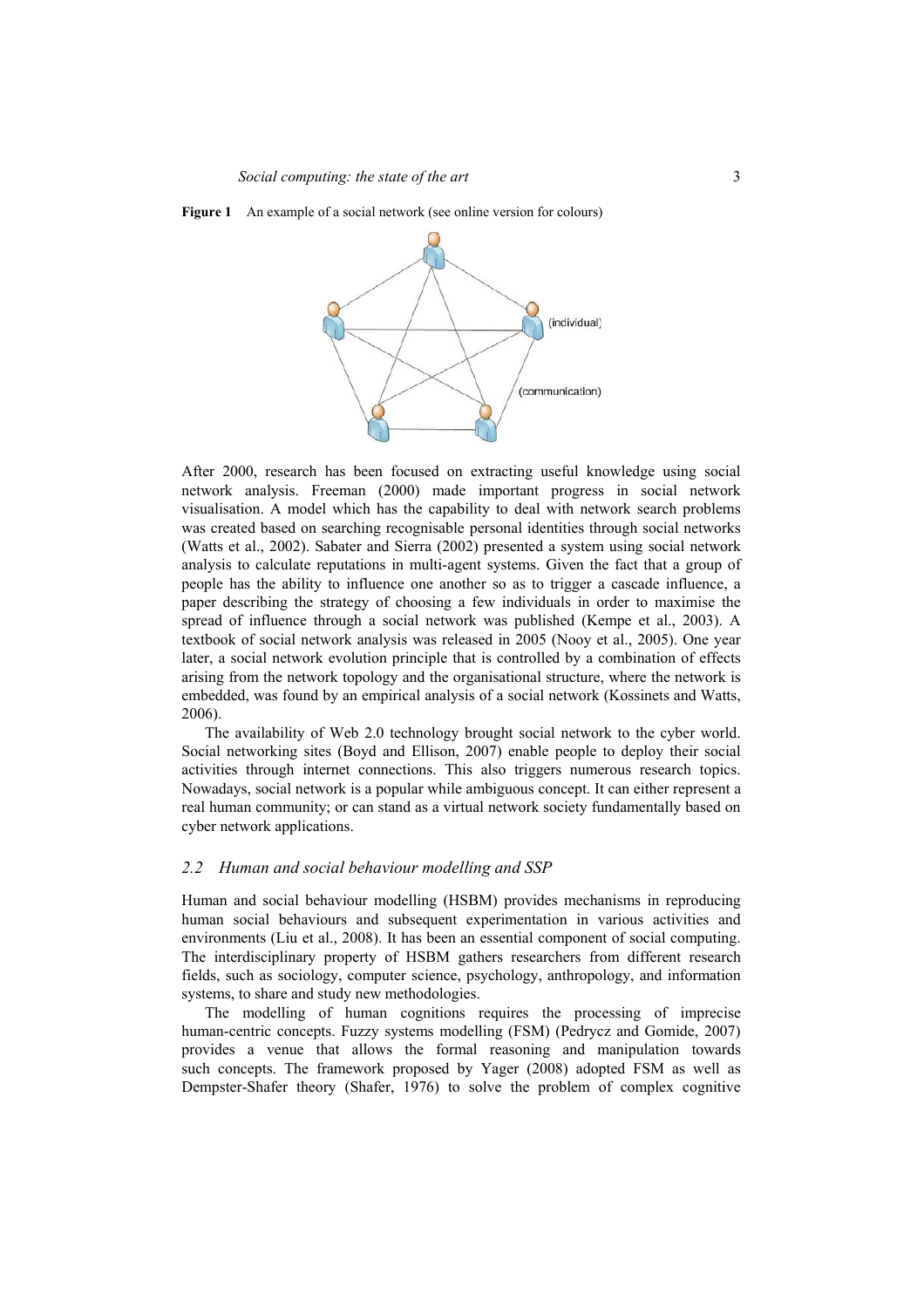**Figure 1** An example of a social network (see online version for colours)

After 2000, research has been focused on extracting useful knowledge using social network analysis. Freeman (2000) made important progress in social network visualisation. A model which has the capability to deal with network search problems was created based on searching recognisable personal identities through social networks (Watts et al., 2002). Sabater and Sierra (2002) presented a system using social network analysis to calculate reputations in multi-agent systems. Given the fact that a group of people has the ability to influence one another so as to trigger a cascade influence, a paper describing the strategy of choosing a few individuals in order to maximise the spread of influence through a social network was published (Kempe et al., 2003). A textbook of social network analysis was released in 2005 (Nooy et al., 2005). One year later, a social network evolution principle that is controlled by a combination of effects arising from the network topology and the organisational structure, where the network is embedded, was found by an empirical analysis of a social network (Kossinets and Watts, 2006).

The availability of Web 2.0 technology brought social network to the cyber world. Social networking sites (Boyd and Ellison, 2007) enable people to deploy their social activities through internet connections. This also triggers numerous research topics. Nowadays, social network is a popular while ambiguous concept. It can either represent a real human community; or can stand as a virtual network society fundamentally based on cyber network applications.

### *2.2 Human and social behaviour modelling and SSP*

Human and social behaviour modelling (HSBM) provides mechanisms in reproducing human social behaviours and subsequent experimentation in various activities and environments (Liu et al., 2008). It has been an essential component of social computing. The interdisciplinary property of HSBM gathers researchers from different research fields, such as sociology, computer science, psychology, anthropology, and information systems, to share and study new methodologies.

The modelling of human cognitions requires the processing of imprecise human-centric concepts. Fuzzy systems modelling (FSM) (Pedrycz and Gomide, 2007) provides a venue that allows the formal reasoning and manipulation towards such concepts. The framework proposed by Yager (2008) adopted FSM as well as Dempster-Shafer theory (Shafer, 1976) to solve the problem of complex cognitive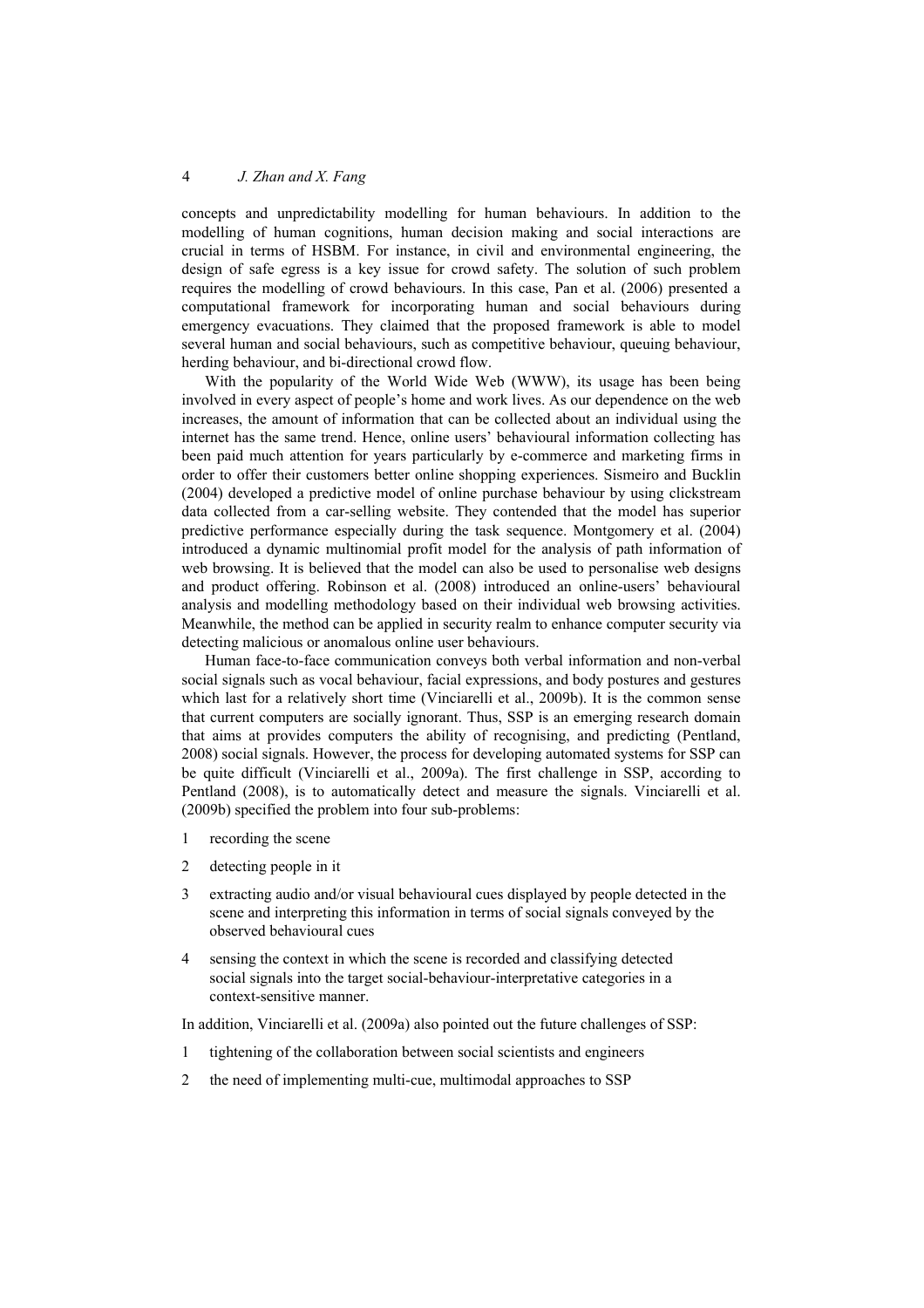concepts and unpredictability modelling for human behaviours. In addition to the modelling of human cognitions, human decision making and social interactions are crucial in terms of HSBM. For instance, in civil and environmental engineering, the design of safe egress is a key issue for crowd safety. The solution of such problem requires the modelling of crowd behaviours. In this case, Pan et al. (2006) presented a computational framework for incorporating human and social behaviours during emergency evacuations. They claimed that the proposed framework is able to model several human and social behaviours, such as competitive behaviour, queuing behaviour, herding behaviour, and bi-directional crowd flow.

With the popularity of the World Wide Web (WWW), its usage has been being involved in every aspect of people's home and work lives. As our dependence on the web increases, the amount of information that can be collected about an individual using the internet has the same trend. Hence, online users' behavioural information collecting has been paid much attention for years particularly by e-commerce and marketing firms in order to offer their customers better online shopping experiences. Sismeiro and Bucklin (2004) developed a predictive model of online purchase behaviour by using clickstream data collected from a car-selling website. They contended that the model has superior predictive performance especially during the task sequence. Montgomery et al. (2004) introduced a dynamic multinomial profit model for the analysis of path information of web browsing. It is believed that the model can also be used to personalise web designs and product offering. Robinson et al. (2008) introduced an online-users' behavioural analysis and modelling methodology based on their individual web browsing activities. Meanwhile, the method can be applied in security realm to enhance computer security via detecting malicious or anomalous online user behaviours.

Human face-to-face communication conveys both verbal information and non-verbal social signals such as vocal behaviour, facial expressions, and body postures and gestures which last for a relatively short time (Vinciarelli et al., 2009b). It is the common sense that current computers are socially ignorant. Thus, SSP is an emerging research domain that aims at provides computers the ability of recognising, and predicting (Pentland, 2008) social signals. However, the process for developing automated systems for SSP can be quite difficult (Vinciarelli et al., 2009a). The first challenge in SSP, according to Pentland (2008), is to automatically detect and measure the signals. Vinciarelli et al. (2009b) specified the problem into four sub-problems:

1. recording the scene
2. detecting people in it
3. extracting audio and/or visual behavioural cues displayed by people detected in the scene and interpreting this information in terms of social signals conveyed by the observed behavioural cues
4. sensing the context in which the scene is recorded and classifying detected social signals into the target social-behaviour-interpretative categories in a context-sensitive manner.

In addition, Vinciarelli et al. (2009a) also pointed out the future challenges of SSP:

1. tightening of the collaboration between social scientists and engineers
2. the need of implementing multi-cue, multimodal approaches to SSP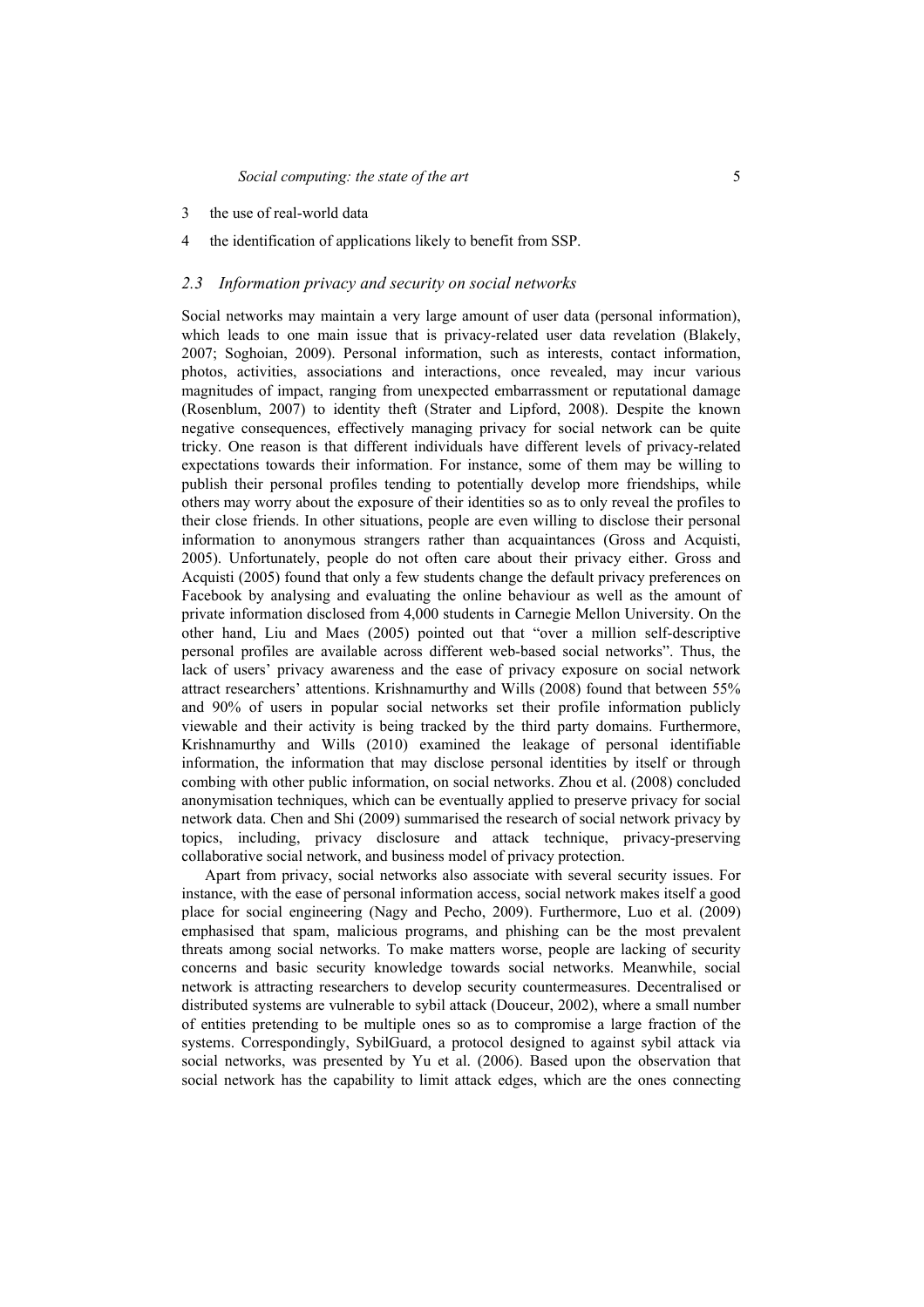3 the use of real-world data

4 the identification of applications likely to benefit from SSP.

### *2.3 Information privacy and security on social networks*

Social networks may maintain a very large amount of user data (personal information), which leads to one main issue that is privacy-related user data revelation (Blakely, 2007; Soghoian, 2009). Personal information, such as interests, contact information, photos, activities, associations and interactions, once revealed, may incur various magnitudes of impact, ranging from unexpected embarrassment or reputational damage (Rosenblum, 2007) to identity theft (Strater and Lipford, 2008). Despite the known negative consequences, effectively managing privacy for social network can be quite tricky. One reason is that different individuals have different levels of privacy-related expectations towards their information. For instance, some of them may be willing to publish their personal profiles tending to potentially develop more friendships, while others may worry about the exposure of their identities so as to only reveal the profiles to their close friends. In other situations, people are even willing to disclose their personal information to anonymous strangers rather than acquaintances (Gross and Acquisti, 2005). Unfortunately, people do not often care about their privacy either. Gross and Acquisti (2005) found that only a few students change the default privacy preferences on Facebook by analysing and evaluating the online behaviour as well as the amount of private information disclosed from 4,000 students in Carnegie Mellon University. On the other hand, Liu and Maes (2005) pointed out that "over a million self-descriptive personal profiles are available across different web-based social networks". Thus, the lack of users' privacy awareness and the ease of privacy exposure on social network attract researchers' attentions. Krishnamurthy and Wills (2008) found that between 55% and 90% of users in popular social networks set their profile information publicly viewable and their activity is being tracked by the third party domains. Furthermore, Krishnamurthy and Wills (2010) examined the leakage of personal identifiable information, the information that may disclose personal identities by itself or through combing with other public information, on social networks. Zhou et al. (2008) concluded anonymisation techniques, which can be eventually applied to preserve privacy for social network data. Chen and Shi (2009) summarised the research of social network privacy by topics, including, privacy disclosure and attack technique, privacy-preserving collaborative social network, and business model of privacy protection.

Apart from privacy, social networks also associate with several security issues. For instance, with the ease of personal information access, social network makes itself a good place for social engineering (Nagy and Pecho, 2009). Furthermore, Luo et al. (2009) emphasised that spam, malicious programs, and phishing can be the most prevalent threats among social networks. To make matters worse, people are lacking of security concerns and basic security knowledge towards social networks. Meanwhile, social network is attracting researchers to develop security countermeasures. Decentralised or distributed systems are vulnerable to sybil attack (Douceur, 2002), where a small number of entities pretending to be multiple ones so as to compromise a large fraction of the systems. Correspondingly, SybilGuard, a protocol designed to against sybil attack via social networks, was presented by Yu et al. (2006). Based upon the observation that social network has the capability to limit attack edges, which are the ones connecting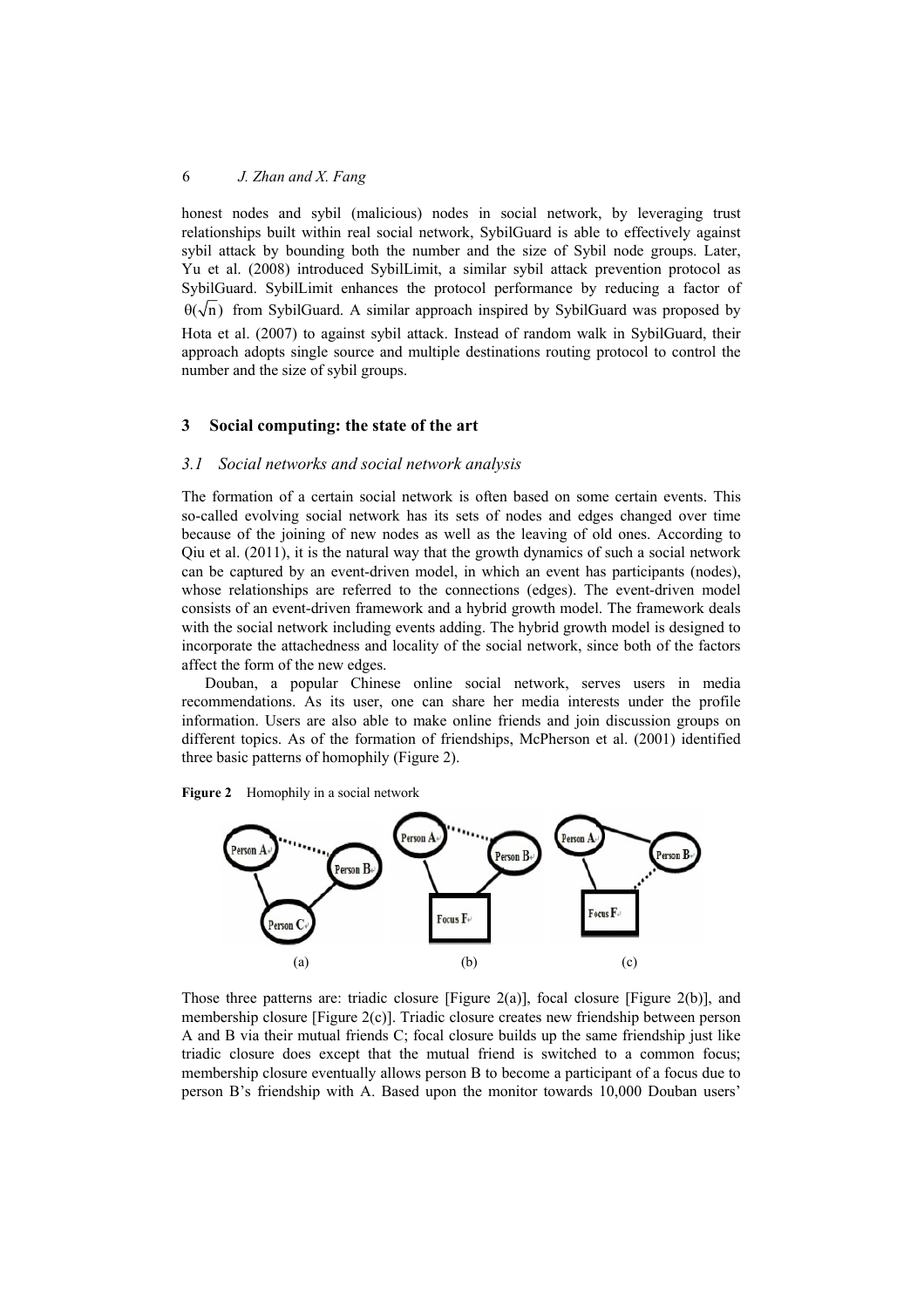honest nodes and sybil (malicious) nodes in social network, by leveraging trust relationships built within real social network, SybilGuard is able to effectively against sybil attack by bounding both the number and the size of Sybil node groups. Later, Yu et al. (2008) introduced SybilLimit, a similar sybil attack prevention protocol as SybilGuard. SybilLimit enhances the protocol performance by reducing a factor of $\theta(\sqrt{n})$ from SybilGuard. A similar approach inspired by SybilGuard was proposed by Hota et al. (2007) to against sybil attack. Instead of random walk in SybilGuard, their approach adopts single source and multiple destinations routing protocol to control the number and the size of sybil groups.

## 3 Social computing: the state of the art

### 3.1 Social networks and social network analysis

The formation of a certain social network is often based on some certain events. This so-called evolving social network has its sets of nodes and edges changed over time because of the joining of new nodes as well as the leaving of old ones. According to Qiu et al. (2011), it is the natural way that the growth dynamics of such a social network can be captured by an event-driven model, in which an event has participants (nodes), whose relationships are referred to the connections (edges). The event-driven model consists of an event-driven framework and a hybrid growth model. The framework deals with the social network including events adding. The hybrid growth model is designed to incorporate the attachedness and locality of the social network, since both of the factors affect the form of the new edges.

Douban, a popular Chinese online social network, serves users in media recommendations. As its user, one can share her media interests under the profile information. Users are also able to make online friends and join discussion groups on different topics. As of the formation of friendships, McPherson et al. (2001) identified three basic patterns of homophily (Figure 2).

**Figure 2** Homophily in a social network

(a) (b) (c)

Those three patterns are: triadic closure [Figure 2(a)], focal closure [Figure 2(b)], and membership closure [Figure 2(c)]. Triadic closure creates new friendship between person A and B via their mutual friends C; focal closure builds up the same friendship just like triadic closure does except that the mutual friend is switched to a common focus; membership closure eventually allows person B to become a participant of a focus due to person B's friendship with A. Based upon the monitor towards 10,000 Douban users'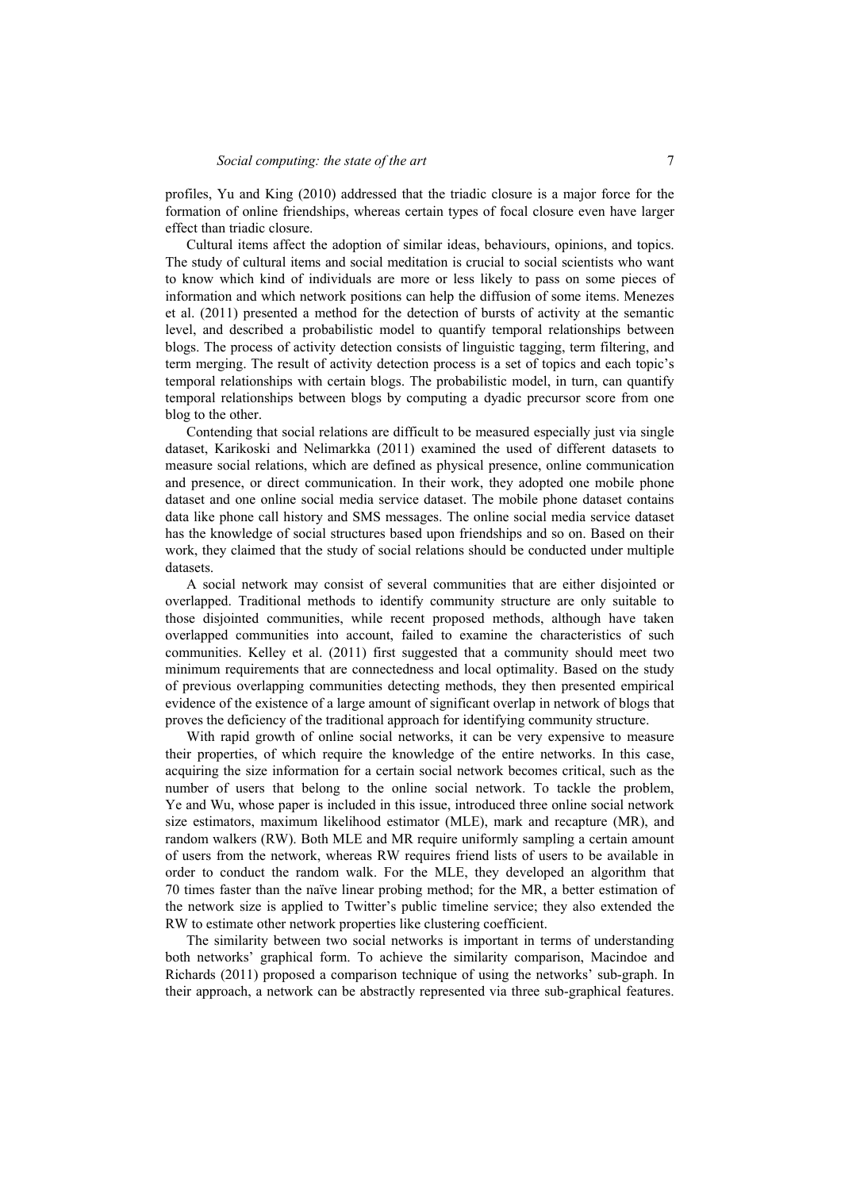profiles, Yu and King (2010) addressed that the triadic closure is a major force for the formation of online friendships, whereas certain types of focal closure even have larger effect than triadic closure.

Cultural items affect the adoption of similar ideas, behaviours, opinions, and topics. The study of cultural items and social meditation is crucial to social scientists who want to know which kind of individuals are more or less likely to pass on some pieces of information and which network positions can help the diffusion of some items. Menezes et al. (2011) presented a method for the detection of bursts of activity at the semantic level, and described a probabilistic model to quantify temporal relationships between blogs. The process of activity detection consists of linguistic tagging, term filtering, and term merging. The result of activity detection process is a set of topics and each topic's temporal relationships with certain blogs. The probabilistic model, in turn, can quantify temporal relationships between blogs by computing a dyadic precursor score from one blog to the other.

Contending that social relations are difficult to be measured especially just via single dataset, Karikoski and Nelimarkka (2011) examined the used of different datasets to measure social relations, which are defined as physical presence, online communication and presence, or direct communication. In their work, they adopted one mobile phone dataset and one online social media service dataset. The mobile phone dataset contains data like phone call history and SMS messages. The online social media service dataset has the knowledge of social structures based upon friendships and so on. Based on their work, they claimed that the study of social relations should be conducted under multiple datasets.

A social network may consist of several communities that are either disjointed or overlapped. Traditional methods to identify community structure are only suitable to those disjointed communities, while recent proposed methods, although have taken overlapped communities into account, failed to examine the characteristics of such communities. Kelley et al. (2011) first suggested that a community should meet two minimum requirements that are connectedness and local optimality. Based on the study of previous overlapping communities detecting methods, they then presented empirical evidence of the existence of a large amount of significant overlap in network of blogs that proves the deficiency of the traditional approach for identifying community structure.

With rapid growth of online social networks, it can be very expensive to measure their properties, of which require the knowledge of the entire networks. In this case, acquiring the size information for a certain social network becomes critical, such as the number of users that belong to the online social network. To tackle the problem, Ye and Wu, whose paper is included in this issue, introduced three online social network size estimators, maximum likelihood estimator (MLE), mark and recapture (MR), and random walkers (RW). Both MLE and MR require uniformly sampling a certain amount of users from the network, whereas RW requires friend lists of users to be available in order to conduct the random walk. For the MLE, they developed an algorithm that 70 times faster than the naïve linear probing method; for the MR, a better estimation of the network size is applied to Twitter's public timeline service; they also extended the RW to estimate other network properties like clustering coefficient.

The similarity between two social networks is important in terms of understanding both networks' graphical form. To achieve the similarity comparison, Macindoe and Richards (2011) proposed a comparison technique of using the networks' sub-graph. In their approach, a network can be abstractly represented via three sub-graphical features.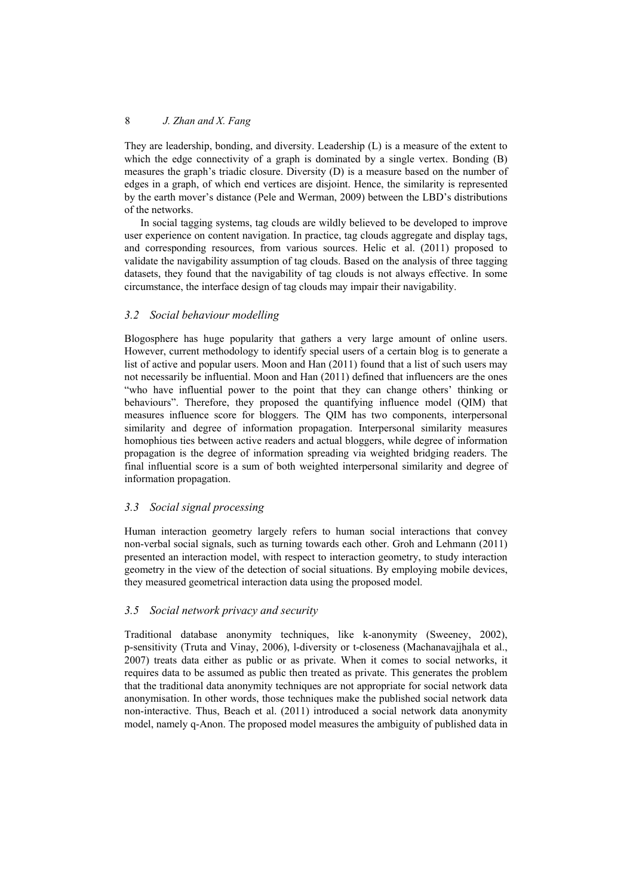They are leadership, bonding, and diversity. Leadership (L) is a measure of the extent to which the edge connectivity of a graph is dominated by a single vertex. Bonding (B) measures the graph's triadic closure. Diversity (D) is a measure based on the number of edges in a graph, of which end vertices are disjoint. Hence, the similarity is represented by the earth mover's distance (Pele and Werman, 2009) between the LBD's distributions of the networks.

In social tagging systems, tag clouds are wildly believed to be developed to improve user experience on content navigation. In practice, tag clouds aggregate and display tags, and corresponding resources, from various sources. Helic et al. (2011) proposed to validate the navigability assumption of tag clouds. Based on the analysis of three tagging datasets, they found that the navigability of tag clouds is not always effective. In some circumstance, the interface design of tag clouds may impair their navigability.

### *3.2 Social behaviour modelling*

Blogosphere has huge popularity that gathers a very large amount of online users. However, current methodology to identify special users of a certain blog is to generate a list of active and popular users. Moon and Han (2011) found that a list of such users may not necessarily be influential. Moon and Han (2011) defined that influencers are the ones "who have influential power to the point that they can change others' thinking or behaviours". Therefore, they proposed the quantifying influence model (QIM) that measures influence score for bloggers. The QIM has two components, interpersonal similarity and degree of information propagation. Interpersonal similarity measures homophious ties between active readers and actual bloggers, while degree of information propagation is the degree of information spreading via weighted bridging readers. The final influential score is a sum of both weighted interpersonal similarity and degree of information propagation.

### *3.3 Social signal processing*

Human interaction geometry largely refers to human social interactions that convey non-verbal social signals, such as turning towards each other. Groh and Lehmann (2011) presented an interaction model, with respect to interaction geometry, to study interaction geometry in the view of the detection of social situations. By employing mobile devices, they measured geometrical interaction data using the proposed model.

### *3.5 Social network privacy and security*

Traditional database anonymity techniques, like k-anonymity (Sweeney, 2002), p-sensitivity (Truta and Vinay, 2006), l-diversity or t-closeness (Machanavajjhala et al., 2007) treats data either as public or as private. When it comes to social networks, it requires data to be assumed as public then treated as private. This generates the problem that the traditional data anonymity techniques are not appropriate for social network data anonymisation. In other words, those techniques make the published social network data non-interactive. Thus, Beach et al. (2011) introduced a social network data anonymity model, namely q-Anon. The proposed model measures the ambiguity of published data in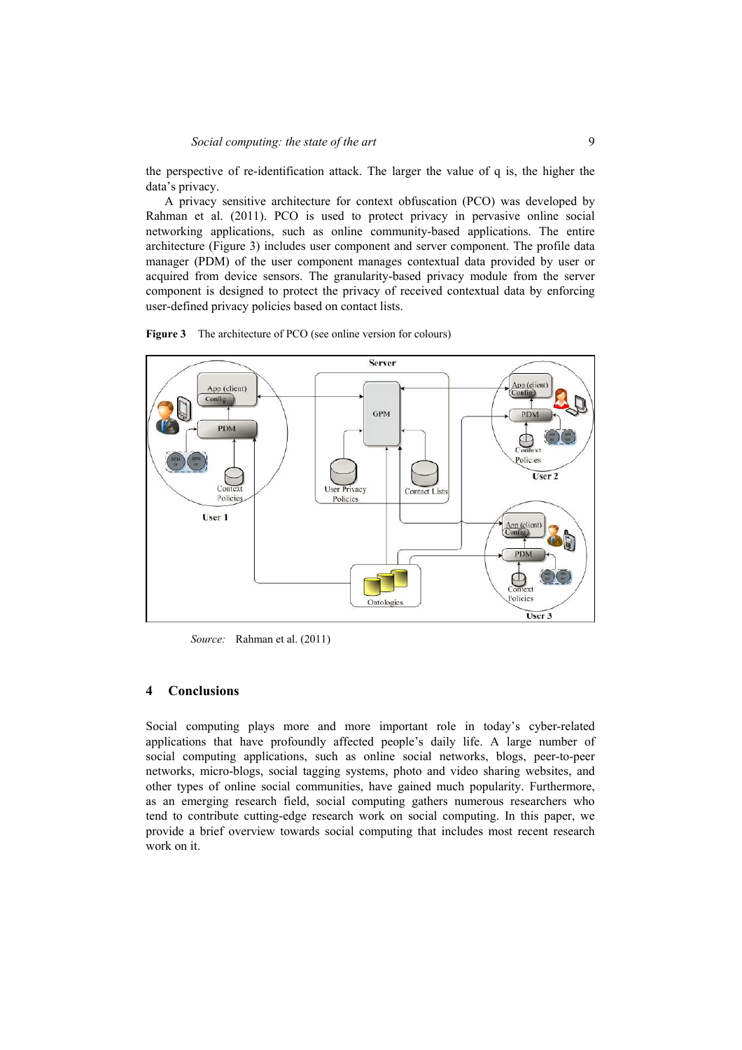the perspective of re-identification attack. The larger the value of q is, the higher the data's privacy.

A privacy sensitive architecture for context obfuscation (PCO) was developed by Rahman et al. (2011). PCO is used to protect privacy in pervasive online social networking applications, such as online community-based applications. The entire architecture (Figure 3) includes user component and server component. The profile data manager (PDM) of the user component manages contextual data provided by user or acquired from device sensors. The granularity-based privacy module from the server component is designed to protect the privacy of received contextual data by enforcing user-defined privacy policies based on contact lists.

**Figure 3** The architecture of PCO (see online version for colours)

*Source:* Rahman et al. (2011)

## 4 Conclusions

Social computing plays more and more important role in today's cyber-related applications that have profoundly affected people's daily life. A large number of social computing applications, such as online social networks, blogs, peer-to-peer networks, micro-blogs, social tagging systems, photo and video sharing websites, and other types of online social communities, have gained much popularity. Furthermore, as an emerging research field, social computing gathers numerous researchers who tend to contribute cutting-edge research work on social computing. In this paper, we provide a brief overview towards social computing that includes most recent research work on it.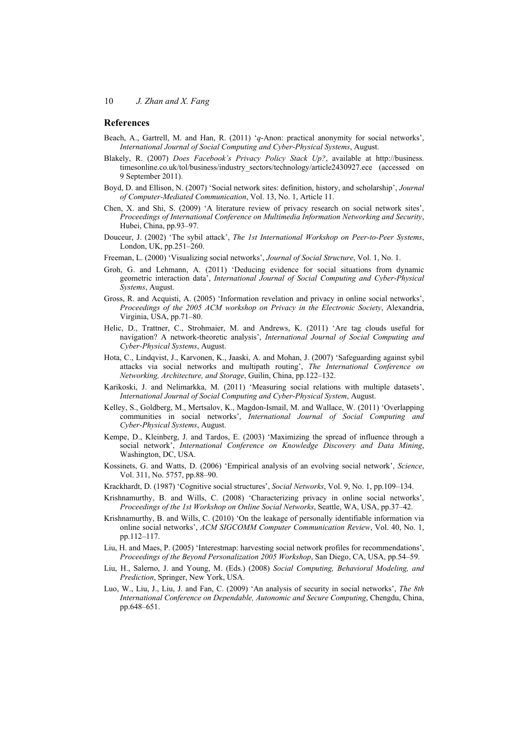## References

Beach, A., Gartrell, M. and Han, R. (2011) '*q*-Anon: practical anonymity for social networks', *International Journal of Social Computing and Cyber-Physical Systems*, August.

Blakely, R. (2007) *Does Facebook's Privacy Policy Stack Up?*, available at http://business.timesonline.co.uk/tol/business/industry_sectors/technology/article2430927.ece (accessed on 9 September 2011).

Boyd, D. and Ellison, N. (2007) 'Social network sites: definition, history, and scholarship', *Journal of Computer-Mediated Communication*, Vol. 13, No. 1, Article 11.

Chen, X. and Shi, S. (2009) 'A literature review of privacy research on social network sites', *Proceedings of International Conference on Multimedia Information Networking and Security*, Hubei, China, pp.93–97.

Douceur, J. (2002) 'The sybil attack', *The 1st International Workshop on Peer-to-Peer Systems*, London, UK, pp.251–260.

Freeman, L. (2000) 'Visualizing social networks', *Journal of Social Structure*, Vol. 1, No. 1.

Groh, G. and Lehmann, A. (2011) 'Deducing evidence for social situations from dynamic geometric interaction data', *International Journal of Social Computing and Cyber-Physical Systems*, August.

Gross, R. and Acquisti, A. (2005) 'Information revelation and privacy in online social networks', *Proceedings of the 2005 ACM workshop on Privacy in the Electronic Society*, Alexandria, Virginia, USA, pp.71–80.

Helic, D., Trattner, C., Strohmaier, M. and Andrews, K. (2011) 'Are tag clouds useful for navigation? A network-theoretic analysis', *International Journal of Social Computing and Cyber-Physical Systems*, August.

Hota, C., Lindqvist, J., Karvonen, K., Jaaski, A. and Mohan, J. (2007) 'Safeguarding against sybil attacks via social networks and multipath routing', *The International Conference on Networking, Architecture, and Storage*, Guilin, China, pp.122–132.

Karikoski, J. and Nelimarkka, M. (2011) 'Measuring social relations with multiple datasets', *International Journal of Social Computing and Cyber-Physical System*, August.

Kelley, S., Goldberg, M., Mertsalov, K., Magdon-Ismail, M. and Wallace, W. (2011) 'Overlapping communities in social networks', *International Journal of Social Computing and Cyber-Physical Systems*, August.

Kempe, D., Kleinberg, J. and Tardos, E. (2003) 'Maximizing the spread of influence through a social network', *International Conference on Knowledge Discovery and Data Mining*, Washington, DC, USA.

Kossinets, G. and Watts, D. (2006) 'Empirical analysis of an evolving social network', *Science*, Vol. 311, No. 5757, pp.88–90.

Krackhardt, D. (1987) 'Cognitive social structures', *Social Networks*, Vol. 9, No. 1, pp.109–134.

Krishnamurthy, B. and Wills, C. (2008) 'Characterizing privacy in online social networks', *Proceedings of the 1st Workshop on Online Social Networks*, Seattle, WA, USA, pp.37–42.

Krishnamurthy, B. and Wills, C. (2010) 'On the leakage of personally identifiable information via online social networks', *ACM SIGCOMM Computer Communication Review*, Vol. 40, No. 1, pp.112–117.

Liu, H. and Maes, P. (2005) 'Interestmap: harvesting social network profiles for recommendations', *Proceedings of the Beyond Personalization 2005 Workshop*, San Diego, CA, USA, pp.54–59.

Liu, H., Salerno, J. and Young, M. (Eds.) (2008) *Social Computing, Behavioral Modeling, and Prediction*, Springer, New York, USA.

Luo, W., Liu, J., Liu, J. and Fan, C. (2009) 'An analysis of security in social networks', *The 8th International Conference on Dependable, Autonomic and Secure Computing*, Chengdu, China, pp.648–651.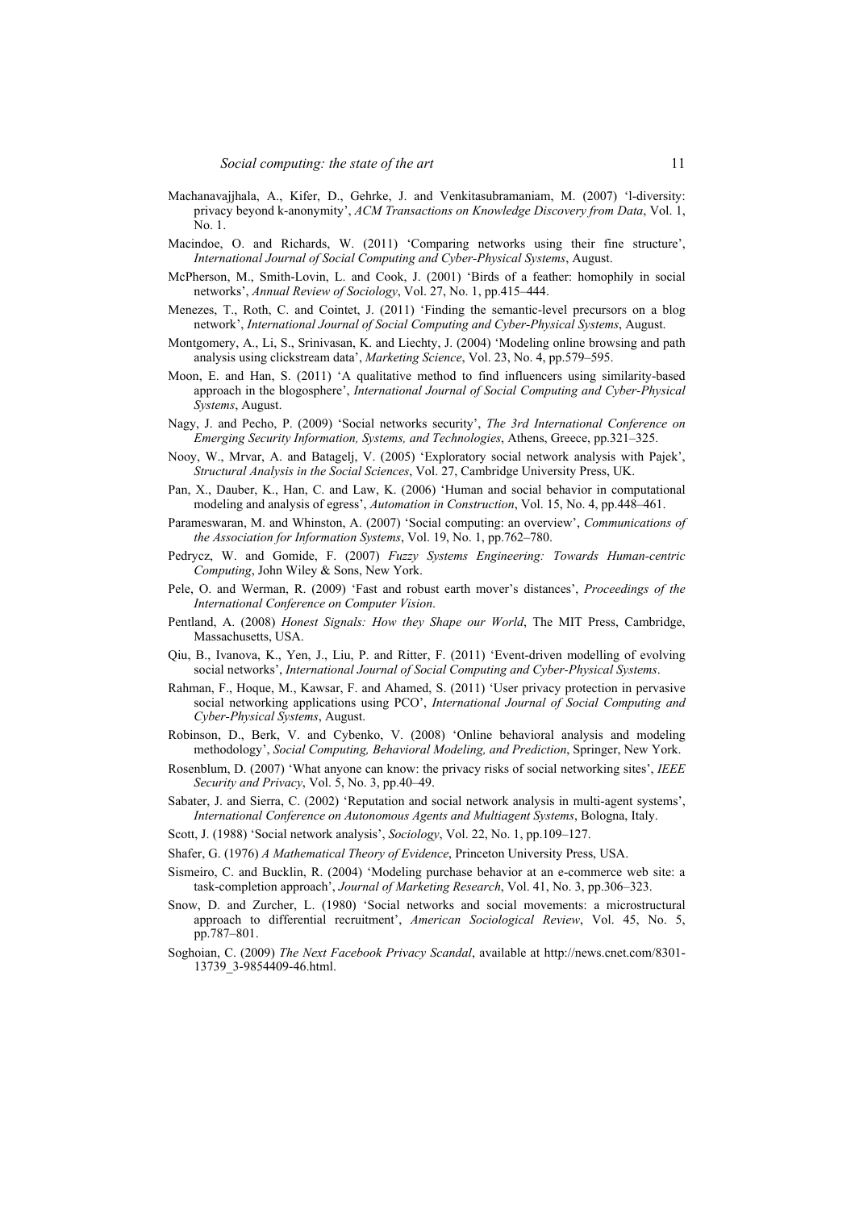Machanavajjhala, A., Kifer, D., Gehrke, J. and Venkitasubramaniam, M. (2007) 'l-diversity: privacy beyond k-anonymity', *ACM Transactions on Knowledge Discovery from Data*, Vol. 1, No. 1.

Macindoe, O. and Richards, W. (2011) 'Comparing networks using their fine structure', *International Journal of Social Computing and Cyber-Physical Systems*, August.

McPherson, M., Smith-Lovin, L. and Cook, J. (2001) 'Birds of a feather: homophily in social networks', *Annual Review of Sociology*, Vol. 27, No. 1, pp.415–444.

Menezes, T., Roth, C. and Cointet, J. (2011) 'Finding the semantic-level precursors on a blog network', *International Journal of Social Computing and Cyber-Physical Systems*, August.

Montgomery, A., Li, S., Srinivasan, K. and Liechty, J. (2004) 'Modeling online browsing and path analysis using clickstream data', *Marketing Science*, Vol. 23, No. 4, pp.579–595.

Moon, E. and Han, S. (2011) 'A qualitative method to find influencers using similarity-based approach in the blogosphere', *International Journal of Social Computing and Cyber-Physical Systems*, August.

Nagy, J. and Pecho, P. (2009) 'Social networks security', *The 3rd International Conference on Emerging Security Information, Systems, and Technologies*, Athens, Greece, pp.321–325.

Nooy, W., Mrvar, A. and Batagelj, V. (2005) 'Exploratory social network analysis with Pajek', *Structural Analysis in the Social Sciences*, Vol. 27, Cambridge University Press, UK.

Pan, X., Dauber, K., Han, C. and Law, K. (2006) 'Human and social behavior in computational modeling and analysis of egress', *Automation in Construction*, Vol. 15, No. 4, pp.448–461.

Parameswaran, M. and Whinston, A. (2007) 'Social computing: an overview', *Communications of the Association for Information Systems*, Vol. 19, No. 1, pp.762–780.

Pedrycz, W. and Gomide, F. (2007) *Fuzzy Systems Engineering: Towards Human-centric Computing*, John Wiley & Sons, New York.

Pele, O. and Werman, R. (2009) 'Fast and robust earth mover's distances', *Proceedings of the International Conference on Computer Vision*.

Pentland, A. (2008) *Honest Signals: How they Shape our World*, The MIT Press, Cambridge, Massachusetts, USA.

Qiu, B., Ivanova, K., Yen, J., Liu, P. and Ritter, F. (2011) 'Event-driven modelling of evolving social networks', *International Journal of Social Computing and Cyber-Physical Systems*.

Rahman, F., Hoque, M., Kawsar, F. and Ahamed, S. (2011) 'User privacy protection in pervasive social networking applications using PCO', *International Journal of Social Computing and Cyber-Physical Systems*, August.

Robinson, D., Berk, V. and Cybenko, V. (2008) 'Online behavioral analysis and modeling methodology', *Social Computing, Behavioral Modeling, and Prediction*, Springer, New York.

Rosenblum, D. (2007) 'What anyone can know: the privacy risks of social networking sites', *IEEE Security and Privacy*, Vol. 5, No. 3, pp.40–49.

Sabater, J. and Sierra, C. (2002) 'Reputation and social network analysis in multi-agent systems', *International Conference on Autonomous Agents and Multiagent Systems*, Bologna, Italy.

Scott, J. (1988) 'Social network analysis', *Sociology*, Vol. 22, No. 1, pp.109–127.

Shafer, G. (1976) *A Mathematical Theory of Evidence*, Princeton University Press, USA.

Sismeiro, C. and Bucklin, R. (2004) 'Modeling purchase behavior at an e-commerce web site: a task-completion approach', *Journal of Marketing Research*, Vol. 41, No. 3, pp.306–323.

Snow, D. and Zurcher, L. (1980) 'Social networks and social movements: a microstructural approach to differential recruitment', *American Sociological Review*, Vol. 45, No. 5, pp.787–801.

Soghoian, C. (2009) *The Next Facebook Privacy Scandal*, available at http://news.cnet.com/8301-13739_3-9854409-46.html.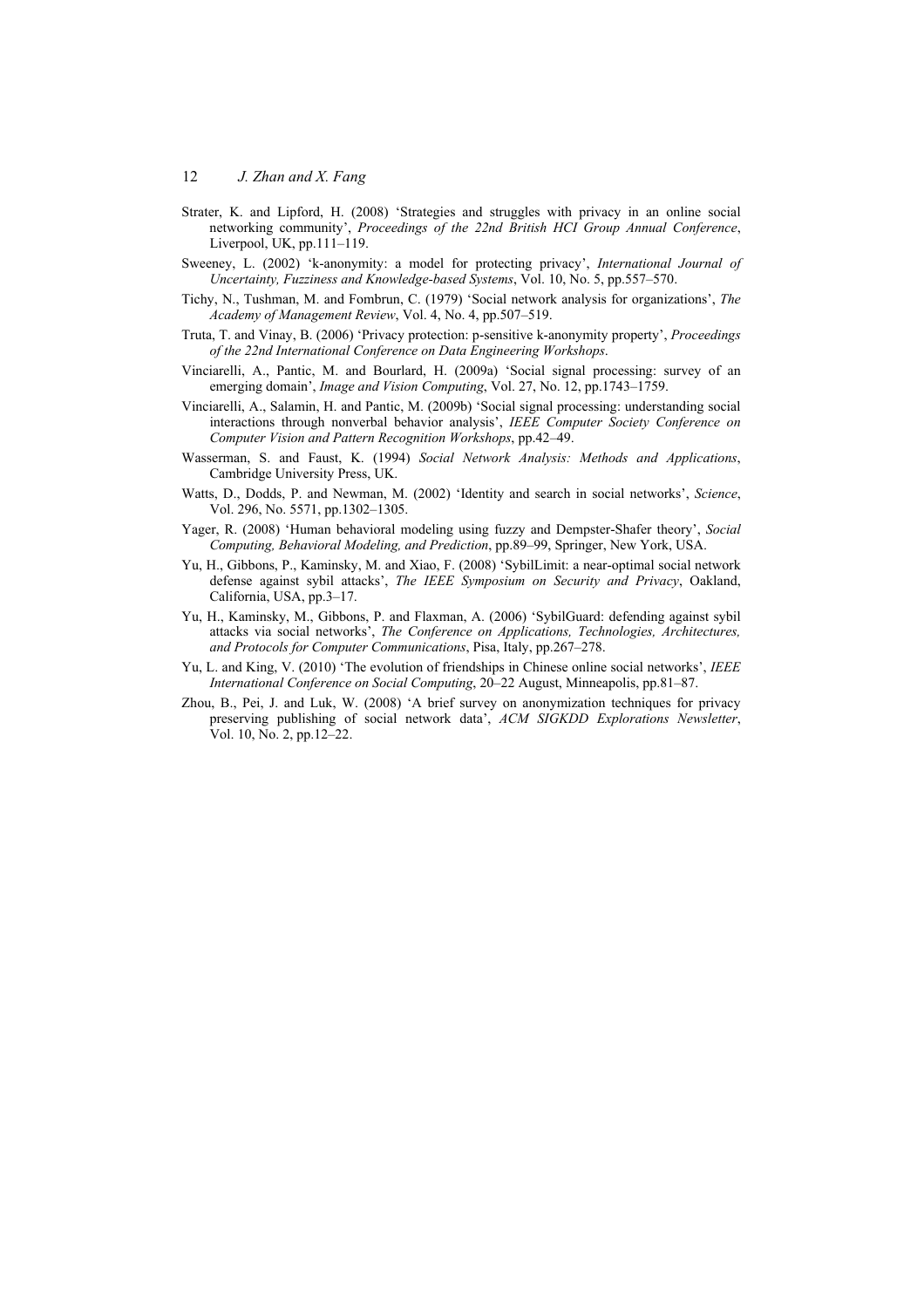Strater, K. and Lipford, H. (2008) 'Strategies and struggles with privacy in an online social networking community', *Proceedings of the 22nd British HCI Group Annual Conference*, Liverpool, UK, pp.111–119.

Sweeney, L. (2002) 'k-anonymity: a model for protecting privacy', *International Journal of Uncertainty, Fuzziness and Knowledge-based Systems*, Vol. 10, No. 5, pp.557–570.

Tichy, N., Tushman, M. and Fombrun, C. (1979) 'Social network analysis for organizations', *The Academy of Management Review*, Vol. 4, No. 4, pp.507–519.

Truta, T. and Vinay, B. (2006) 'Privacy protection: p-sensitive k-anonymity property', *Proceedings of the 22nd International Conference on Data Engineering Workshops*.

Vinciarelli, A., Pantic, M. and Bourlard, H. (2009a) 'Social signal processing: survey of an emerging domain', *Image and Vision Computing*, Vol. 27, No. 12, pp.1743–1759.

Vinciarelli, A., Salamin, H. and Pantic, M. (2009b) 'Social signal processing: understanding social interactions through nonverbal behavior analysis', *IEEE Computer Society Conference on Computer Vision and Pattern Recognition Workshops*, pp.42–49.

Wasserman, S. and Faust, K. (1994) *Social Network Analysis: Methods and Applications*, Cambridge University Press, UK.

Watts, D., Dodds, P. and Newman, M. (2002) 'Identity and search in social networks', *Science*, Vol. 296, No. 5571, pp.1302–1305.

Yager, R. (2008) 'Human behavioral modeling using fuzzy and Dempster-Shafer theory', *Social Computing, Behavioral Modeling, and Prediction*, pp.89–99, Springer, New York, USA.

Yu, H., Gibbons, P., Kaminsky, M. and Xiao, F. (2008) 'SybilLimit: a near-optimal social network defense against sybil attacks', *The IEEE Symposium on Security and Privacy*, Oakland, California, USA, pp.3–17.

Yu, H., Kaminsky, M., Gibbons, P. and Flaxman, A. (2006) 'SybilGuard: defending against sybil attacks via social networks', *The Conference on Applications, Technologies, Architectures, and Protocols for Computer Communications*, Pisa, Italy, pp.267–278.

Yu, L. and King, V. (2010) 'The evolution of friendships in Chinese online social networks', *IEEE International Conference on Social Computing*, 20–22 August, Minneapolis, pp.81–87.

Zhou, B., Pei, J. and Luk, W. (2008) 'A brief survey on anonymization techniques for privacy preserving publishing of social network data', *ACM SIGKDD Explorations Newsletter*, Vol. 10, No. 2, pp.12–22.